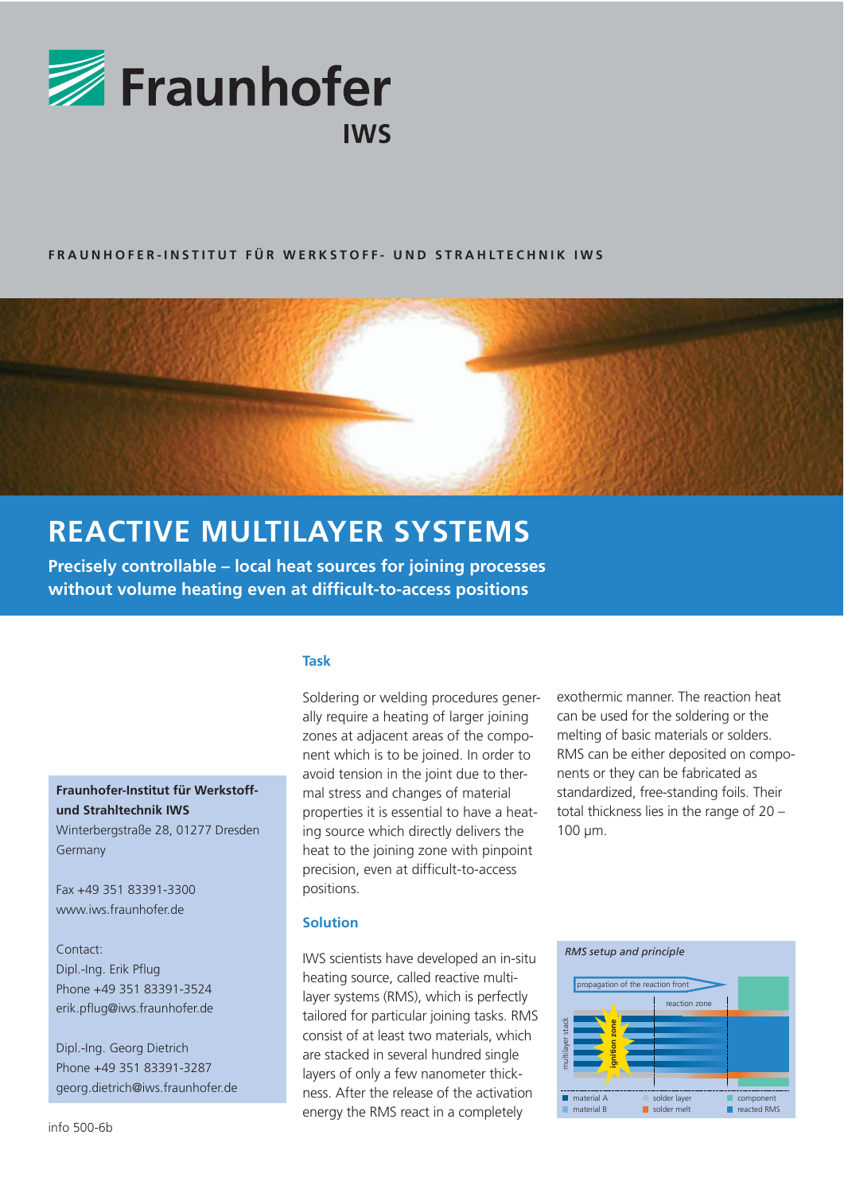Fraunhofer IWS

FRAUNHOFER-INSTITUT FÜR WERKSTOFF- UND STRAHLTECHNIK IWS

# REACTIVE MULTILAYER SYSTEMS

**Precisely controllable – local heat sources for joining processes without volume heating even at difficult-to-access positions**

**Fraunhofer-Institut für Werkstoff- und Strahltechnik IWS**
Winterbergstraße 28, 01277 Dresden
Germany

Fax +49 351 83391-3300
www.iws.fraunhofer.de

Contact:
Dipl.-Ing. Erik Pflug
Phone +49 351 83391-3524
erik.pflug@iws.fraunhofer.de

Dipl.-Ing. Georg Dietrich
Phone +49 351 83391-3287
georg.dietrich@iws.fraunhofer.de

info 500-6b

## Task

Soldering or welding procedures generally require a heating of larger joining zones at adjacent areas of the component which is to be joined. In order to avoid tension in the joint due to thermal stress and changes of material properties it is essential to have a heating source which directly delivers the heat to the joining zone with pinpoint precision, even at difficult-to-access positions.

## Solution

IWS scientists have developed an in-situ heating source, called reactive multilayer systems (RMS), which is perfectly tailored for particular joining tasks. RMS consist of at least two materials, which are stacked in several hundred single layers of only a few nanometer thickness. After the release of the activation energy the RMS react in a completely exothermic manner. The reaction heat can be used for the soldering or the melting of basic materials or solders. RMS can be either deposited on components or they can be fabricated as standardized, free-standing foils. Their total thickness lies in the range of 20 – 100 µm.

*RMS setup and principle*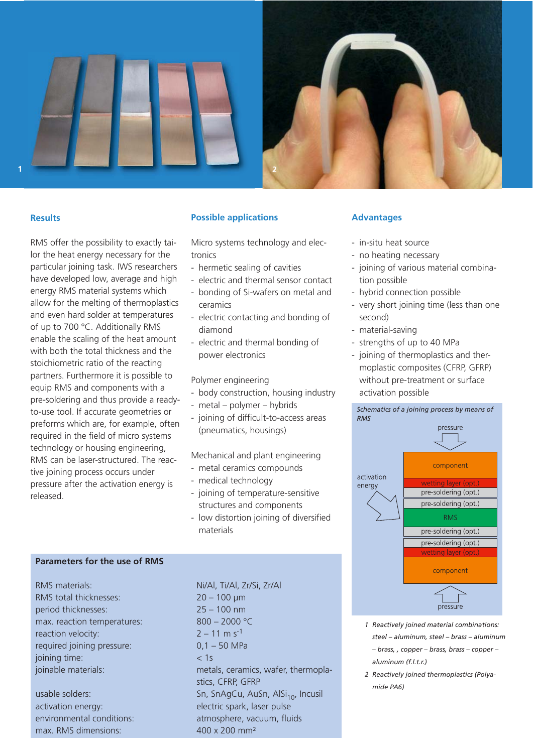## Results

RMS offer the possibility to exactly tailor the heat energy necessary for the particular joining task. IWS researchers have developed low, average and high energy RMS material systems which allow for the melting of thermoplastics and even hard solder at temperatures of up to 700 °C. Additionally RMS enable the scaling of the heat amount with both the total thickness and the stoichiometric ratio of the reacting partners. Furthermore it is possible to equip RMS and components with a pre-soldering and thus provide a ready-to-use tool. If accurate geometries or preforms which are, for example, often required in the field of micro systems technology or housing engineering, RMS can be laser-structured. The reactive joining process occurs under pressure after the activation energy is released.

## Possible applications

Micro systems technology and electronics

- hermetic sealing of cavities
- electric and thermal sensor contact
- bonding of Si-wafers on metal and ceramics
- electric contacting and bonding of diamond
- electric and thermal bonding of power electronics

Polymer engineering

- body construction, housing industry
- metal – polymer – hybrids
- joining of difficult-to-access areas (pneumatics, housings)

Mechanical and plant engineering

- metal ceramics compounds
- medical technology
- joining of temperature-sensitive structures and components
- low distortion joining of diversified materials

## Parameters for the use of RMS

| | |
|---|---|
| RMS materials: | Ni/Al, Ti/Al, Zr/Si, Zr/Al |
| RMS total thicknesses: | 20 – 100 µm |
| period thicknesses: | 25 – 100 nm |
| max. reaction temperatures: | 800 – 2000 °C |
| reaction velocity: | 2 – 11 m $s^{-1}$ |
| required joining pressure: | 0,1 – 50 MPa |
| joining time: | < 1s |
| joinable materials: | metals, ceramics, wafer, thermoplastics, CFRP, GFRP |
| usable solders: | Sn, SnAgCu, AuSn, $AlSi_{10}$, Incusil |
| activation energy: | electric spark, laser pulse |
| environmental conditions: | atmosphere, vacuum, fluids |
| max. RMS dimensions: | 400 x 200 mm² |

## Advantages

- in-situ heat source
- no heating necessary
- joining of various material combination possible
- hybrid connection possible
- very short joining time (less than one second)
- material-saving
- strengths of up to 40 MPa
- joining of thermoplastics and thermoplastic composites (CFRP, GFRP) without pre-treatment or surface activation possible

*Schematics of a joining process by means of RMS*

pressure
activation energy
component
wetting layer (opt.)
pre-soldering (opt.)
pre-soldering (opt.)
RMS
pre-soldering (opt.)
pre-soldering (opt.)
wetting layer (opt.)
component
pressure

*1 Reactively joined material combinations: steel – aluminum, steel – brass – aluminum – brass, , copper – brass, brass – copper – aluminum (f.l.t.r.)*

*2 Reactively joined thermoplastics (Polyamide PA6)*